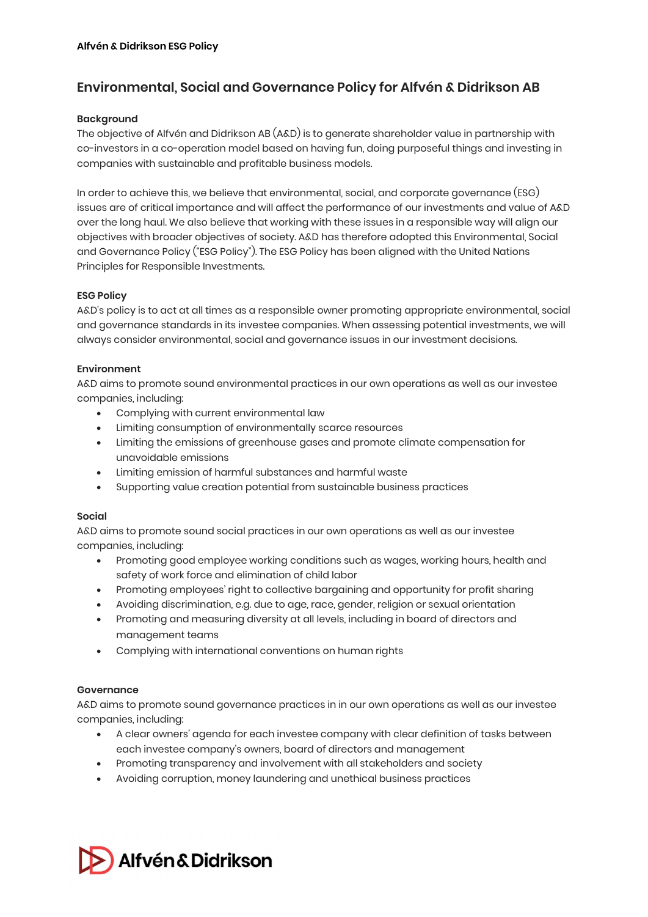# Environmental, Social and Governance Policy for Alfvén & Didrikson AB

## Background

The objective of Alfvén and Didrikson AB (A&D) is to generate shareholder value in partnership with co-investors in a co-operation model based on having fun, doing purposeful things and investing in companies with sustainable and profitable business models.

In order to achieve this, we believe that environmental, social, and corporate governance (ESG) issues are of critical importance and will affect the performance of our investments and value of A&D over the long haul. We also believe that working with these issues in a responsible way will align our objectives with broader objectives of society. A&D has therefore adopted this Environmental, Social and Governance Policy ("ESG Policy"). The ESG Policy has been aligned with the United Nations Principles for Responsible Investments.

## ESG Policy

A&D's policy is to act at all times as a responsible owner promoting appropriate environmental, social and governance standards in its investee companies. When assessing potential investments, we will always consider environmental, social and governance issues in our investment decisions.

## Environment

A&D aims to promote sound environmental practices in our own operations as well as our investee companies, including:

- Complying with current environmental law
- Limiting consumption of environmentally scarce resources
- Limiting the emissions of greenhouse gases and promote climate compensation for unavoidable emissions
- Limiting emission of harmful substances and harmful waste
- Supporting value creation potential from sustainable business practices

## Social

A&D aims to promote sound social practices in our own operations as well as our investee companies, including:

- Promoting good employee working conditions such as wages, working hours, health and safety of work force and elimination of child labor
- Promoting employees' right to collective bargaining and opportunity for profit sharing
- Avoiding discrimination, e.g. due to age, race, gender, religion or sexual orientation
- Promoting and measuring diversity at all levels, including in board of directors and management teams
- Complying with international conventions on human rights

## Governance

A&D aims to promote sound governance practices in in our own operations as well as our investee companies, including:

- A clear owners' agenda for each investee company with clear definition of tasks between each investee company's owners, board of directors and management
- Promoting transparency and involvement with all stakeholders and society
- Avoiding corruption, money laundering and unethical business practices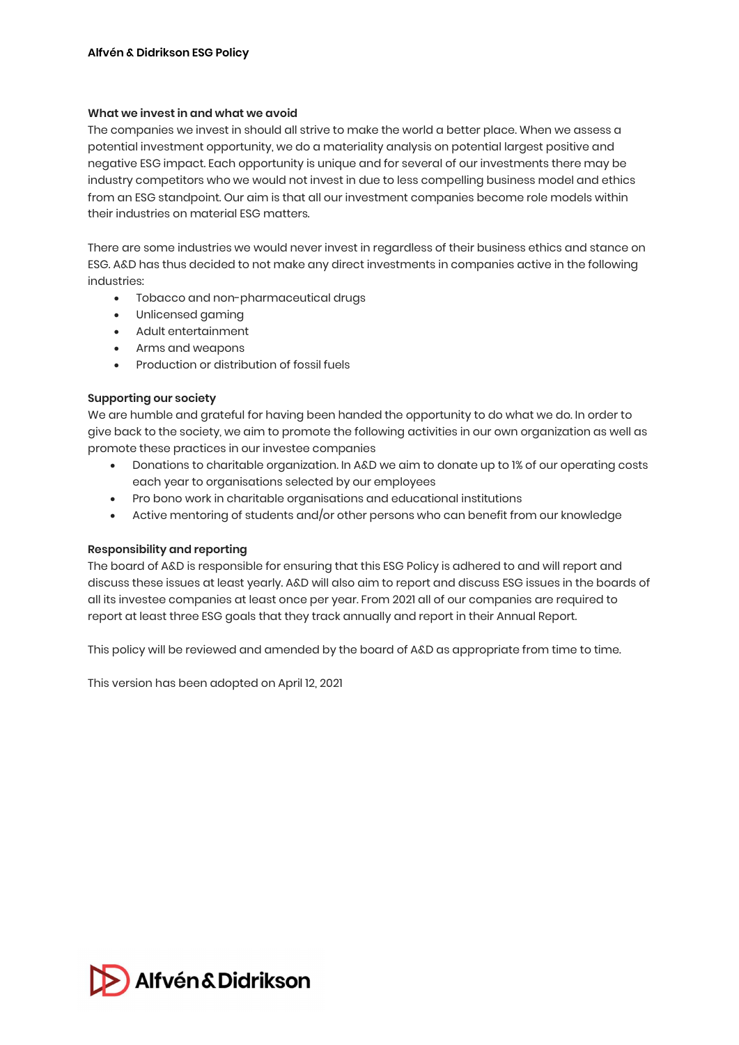### What we invest in and what we avoid

The companies we invest in should all strive to make the world a better place. When we assess a potential investment opportunity, we do a materiality analysis on potential largest positive and negative ESG impact. Each opportunity is unique and for several of our investments there may be industry competitors who we would not invest in due to less compelling business model and ethics from an ESG standpoint. Our aim is that all our investment companies become role models within their industries on material ESG matters.

There are some industries we would never invest in regardless of their business ethics and stance on ESG. A&D has thus decided to not make any direct investments in companies active in the following industries:

- Tobacco and non-pharmaceutical drugs
- Unlicensed gaming
- Adult entertainment
- Arms and weapons
- Production or distribution of fossil fuels

### Supporting our society

We are humble and grateful for having been handed the opportunity to do what we do. In order to give back to the society, we aim to promote the following activities in our own organization as well as promote these practices in our investee companies

- Donations to charitable organization. In A&D we aim to donate up to 1% of our operating costs each year to organisations selected by our employees
- Pro bono work in charitable organisations and educational institutions
- Active mentoring of students and/or other persons who can benefit from our knowledge

### Responsibility and reporting

The board of A&D is responsible for ensuring that this ESG Policy is adhered to and will report and discuss these issues at least yearly. A&D will also aim to report and discuss ESG issues in the boards of all its investee companies at least once per year. From 2021 all of our companies are required to report at least three ESG goals that they track annually and report in their Annual Report.

This policy will be reviewed and amended by the board of A&D as appropriate from time to time.

This version has been adopted on April 12, 2021